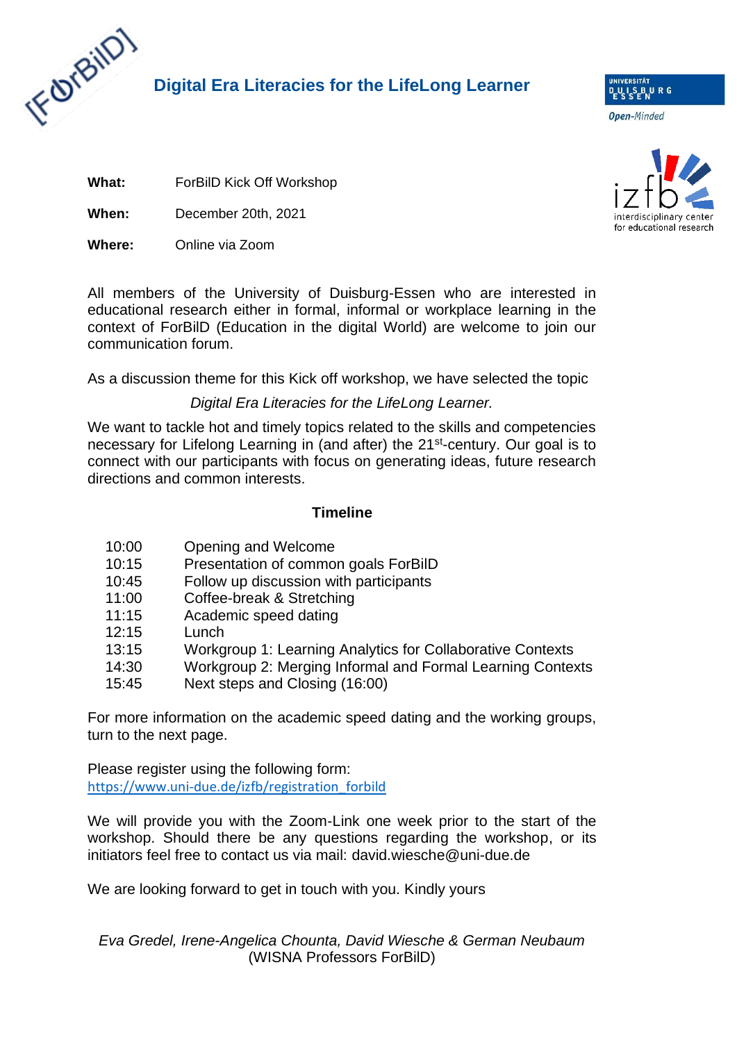# Digital Era Literacies for the LifeLong Learner

**What:** ForBilD Kick Off Workshop

**When:** December 20th, 2021

**Where:** Online via Zoom

All members of the University of Duisburg-Essen who are interested in educational research either in formal, informal or workplace learning in the context of ForBilD (Education in the digital World) are welcome to join our communication forum.

As a discussion theme for this Kick off workshop, we have selected the topic

*Digital Era Literacies for the LifeLong Learner.*

We want to tackle hot and timely topics related to the skills and competencies necessary for Lifelong Learning in (and after) the 21st-century. Our goal is to connect with our participants with focus on generating ideas, future research directions and common interests.

**Timeline**

| | |
|---|---|
| 10:00 | Opening and Welcome |
| 10:15 | Presentation of common goals ForBilD |
| 10:45 | Follow up discussion with participants |
| 11:00 | Coffee-break & Stretching |
| 11:15 | Academic speed dating |
| 12:15 | Lunch |
| 13:15 | Workgroup 1: Learning Analytics for Collaborative Contexts |
| 14:30 | Workgroup 2: Merging Informal and Formal Learning Contexts |
| 15:45 | Next steps and Closing (16:00) |

For more information on the academic speed dating and the working groups, turn to the next page.

Please register using the following form:
https://www.uni-due.de/izfb/registration_forbild

We will provide you with the Zoom-Link one week prior to the start of the workshop. Should there be any questions regarding the workshop, or its initiators feel free to contact us via mail: david.wiesche@uni-due.de

We are looking forward to get in touch with you. Kindly yours

*Eva Gredel, Irene-Angelica Chounta, David Wiesche & German Neubaum*
(WISNA Professors ForBilD)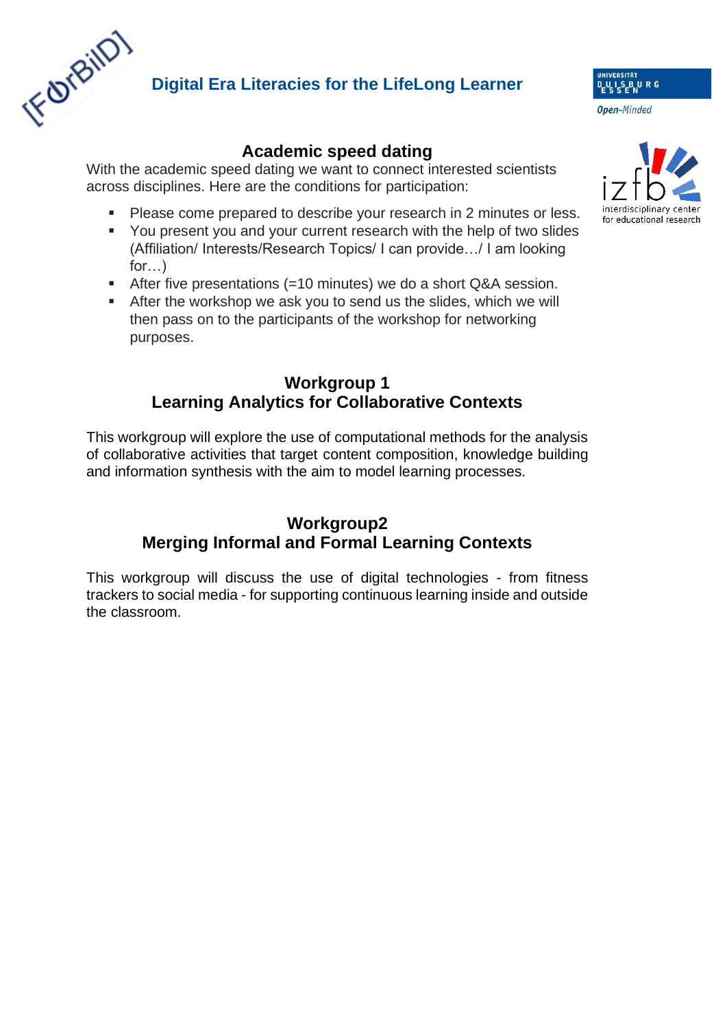## Digital Era Literacies for the LifeLong Learner

### Academic speed dating

With the academic speed dating we want to connect interested scientists across disciplines. Here are the conditions for participation:

- Please come prepared to describe your research in 2 minutes or less.
- You present you and your current research with the help of two slides (Affiliation/ Interests/Research Topics/ I can provide…/ I am looking for…)
- After five presentations (=10 minutes) we do a short Q&A session.
- After the workshop we ask you to send us the slides, which we will then pass on to the participants of the workshop for networking purposes.

### Workgroup 1
### Learning Analytics for Collaborative Contexts

This workgroup will explore the use of computational methods for the analysis of collaborative activities that target content composition, knowledge building and information synthesis with the aim to model learning processes.

### Workgroup2
### Merging Informal and Formal Learning Contexts

This workgroup will discuss the use of digital technologies - from fitness trackers to social media - for supporting continuous learning inside and outside the classroom.